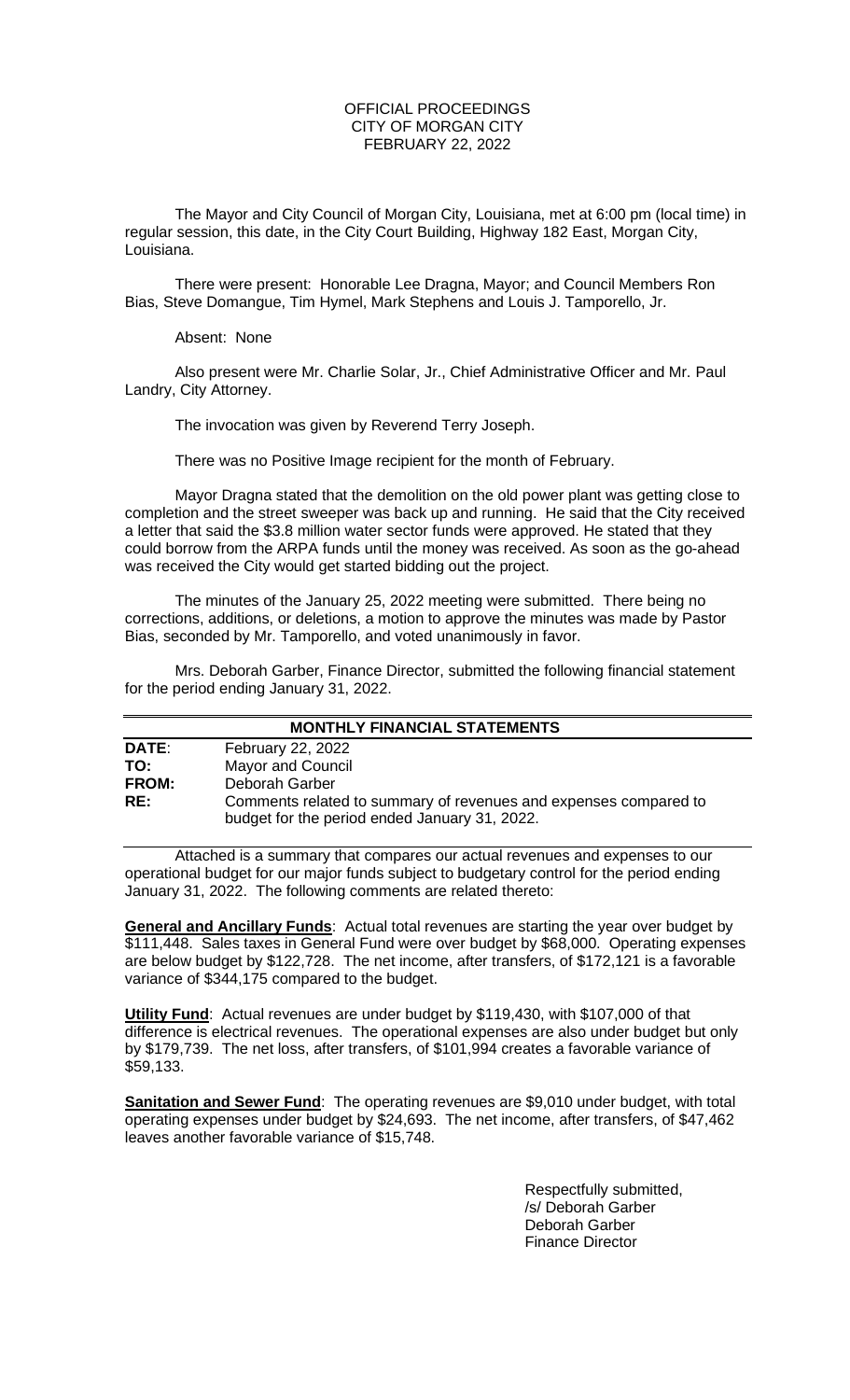OFFICIAL PROCEEDINGS
CITY OF MORGAN CITY
FEBRUARY 22, 2022

The Mayor and City Council of Morgan City, Louisiana, met at 6:00 pm (local time) in regular session, this date, in the City Court Building, Highway 182 East, Morgan City, Louisiana.

There were present: Honorable Lee Dragna, Mayor; and Council Members Ron Bias, Steve Domangue, Tim Hymel, Mark Stephens and Louis J. Tamporello, Jr.

Absent: None

Also present were Mr. Charlie Solar, Jr., Chief Administrative Officer and Mr. Paul Landry, City Attorney.

The invocation was given by Reverend Terry Joseph.

There was no Positive Image recipient for the month of February.

Mayor Dragna stated that the demolition on the old power plant was getting close to completion and the street sweeper was back up and running. He said that the City received a letter that said the $3.8 million water sector funds were approved. He stated that they could borrow from the ARPA funds until the money was received. As soon as the go-ahead was received the City would get started bidding out the project.

The minutes of the January 25, 2022 meeting were submitted. There being no corrections, additions, or deletions, a motion to approve the minutes was made by Pastor Bias, seconded by Mr. Tamporello, and voted unanimously in favor.

Mrs. Deborah Garber, Finance Director, submitted the following financial statement for the period ending January 31, 2022.

## MONTHLY FINANCIAL STATEMENTS

**DATE**: February 22, 2022
**TO:** Mayor and Council
**FROM:** Deborah Garber
**RE:** Comments related to summary of revenues and expenses compared to budget for the period ended January 31, 2022.

Attached is a summary that compares our actual revenues and expenses to our operational budget for our major funds subject to budgetary control for the period ending January 31, 2022. The following comments are related thereto:

**General and Ancillary Funds**: Actual total revenues are starting the year over budget by $111,448. Sales taxes in General Fund were over budget by $68,000. Operating expenses are below budget by $122,728. The net income, after transfers, of $172,121 is a favorable variance of $344,175 compared to the budget.

**Utility Fund**: Actual revenues are under budget by $119,430, with $107,000 of that difference is electrical revenues. The operational expenses are also under budget but only by $179,739. The net loss, after transfers, of $101,994 creates a favorable variance of $59,133.

**Sanitation and Sewer Fund**: The operating revenues are $9,010 under budget, with total operating expenses under budget by $24,693. The net income, after transfers, of $47,462 leaves another favorable variance of $15,748.

Respectfully submitted,
/s/ Deborah Garber
Deborah Garber
Finance Director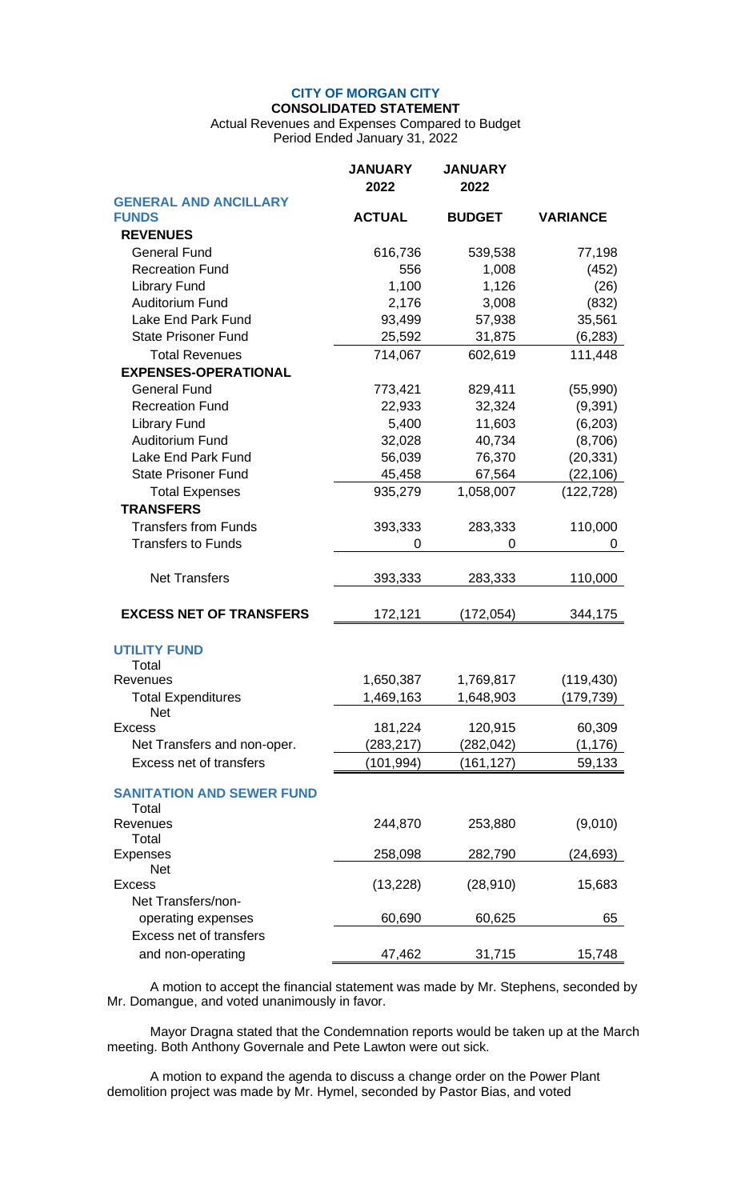**CITY OF MORGAN CITY**

**CONSOLIDATED STATEMENT**

Actual Revenues and Expenses Compared to Budget
Period Ended January 31, 2022

| | JANUARY 2022 | JANUARY 2022 | |
|---|---|---|---|
| **GENERAL AND ANCILLARY FUNDS** | **ACTUAL** | **BUDGET** | **VARIANCE** |
| **REVENUES** | | | |
| General Fund | 616,736 | 539,538 | 77,198 |
| Recreation Fund | 556 | 1,008 | (452) |
| Library Fund | 1,100 | 1,126 | (26) |
| Auditorium Fund | 2,176 | 3,008 | (832) |
| Lake End Park Fund | 93,499 | 57,938 | 35,561 |
| State Prisoner Fund | 25,592 | 31,875 | (6,283) |
| Total Revenues | 714,067 | 602,619 | 111,448 |
| **EXPENSES-OPERATIONAL** | | | |
| General Fund | 773,421 | 829,411 | (55,990) |
| Recreation Fund | 22,933 | 32,324 | (9,391) |
| Library Fund | 5,400 | 11,603 | (6,203) |
| Auditorium Fund | 32,028 | 40,734 | (8,706) |
| Lake End Park Fund | 56,039 | 76,370 | (20,331) |
| State Prisoner Fund | 45,458 | 67,564 | (22,106) |
| Total Expenses | 935,279 | 1,058,007 | (122,728) |
| **TRANSFERS** | | | |
| Transfers from Funds | 393,333 | 283,333 | 110,000 |
| Transfers to Funds | 0 | 0 | 0 |
| Net Transfers | 393,333 | 283,333 | 110,000 |
| **EXCESS NET OF TRANSFERS** | 172,121 | (172,054) | 344,175 |
| **UTILITY FUND** | | | |
| Total Revenues | 1,650,387 | 1,769,817 | (119,430) |
| Total Expenditures | 1,469,163 | 1,648,903 | (179,739) |
| Net Excess | 181,224 | 120,915 | 60,309 |
| Net Transfers and non-oper. | (283,217) | (282,042) | (1,176) |
| Excess net of transfers | (101,994) | (161,127) | 59,133 |
| **SANITATION AND SEWER FUND** | | | |
| Total Revenues | 244,870 | 253,880 | (9,010) |
| Total Expenses | 258,098 | 282,790 | (24,693) |
| Net Excess | (13,228) | (28,910) | 15,683 |
| Net Transfers/non-operating expenses | 60,690 | 60,625 | 65 |
| Excess net of transfers and non-operating | 47,462 | 31,715 | 15,748 |

A motion to accept the financial statement was made by Mr. Stephens, seconded by Mr. Domangue, and voted unanimously in favor.

Mayor Dragna stated that the Condemnation reports would be taken up at the March meeting. Both Anthony Governale and Pete Lawton were out sick.

A motion to expand the agenda to discuss a change order on the Power Plant demolition project was made by Mr. Hymel, seconded by Pastor Bias, and voted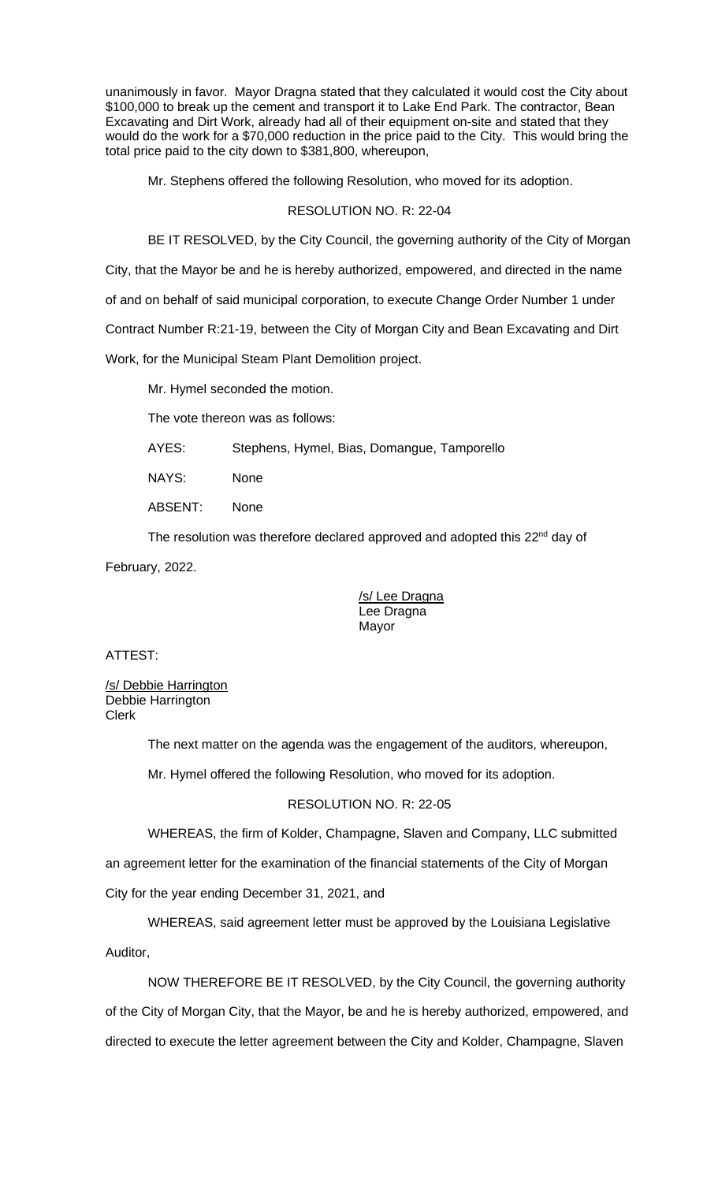unanimously in favor. Mayor Dragna stated that they calculated it would cost the City about $100,000 to break up the cement and transport it to Lake End Park. The contractor, Bean Excavating and Dirt Work, already had all of their equipment on-site and stated that they would do the work for a $70,000 reduction in the price paid to the City. This would bring the total price paid to the city down to $381,800, whereupon,

Mr. Stephens offered the following Resolution, who moved for its adoption.

RESOLUTION NO. R: 22-04

BE IT RESOLVED, by the City Council, the governing authority of the City of Morgan City, that the Mayor be and he is hereby authorized, empowered, and directed in the name of and on behalf of said municipal corporation, to execute Change Order Number 1 under Contract Number R:21-19, between the City of Morgan City and Bean Excavating and Dirt Work, for the Municipal Steam Plant Demolition project.

Mr. Hymel seconded the motion.

The vote thereon was as follows:

AYES: Stephens, Hymel, Bias, Domangue, Tamporello

NAYS: None

ABSENT: None

The resolution was therefore declared approved and adopted this 22nd day of February, 2022.

/s/ Lee Dragna
Lee Dragna
Mayor

ATTEST:

/s/ Debbie Harrington
Debbie Harrington
Clerk

The next matter on the agenda was the engagement of the auditors, whereupon,

Mr. Hymel offered the following Resolution, who moved for its adoption.

RESOLUTION NO. R: 22-05

WHEREAS, the firm of Kolder, Champagne, Slaven and Company, LLC submitted an agreement letter for the examination of the financial statements of the City of Morgan City for the year ending December 31, 2021, and

WHEREAS, said agreement letter must be approved by the Louisiana Legislative Auditor,

NOW THEREFORE BE IT RESOLVED, by the City Council, the governing authority of the City of Morgan City, that the Mayor, be and he is hereby authorized, empowered, and directed to execute the letter agreement between the City and Kolder, Champagne, Slaven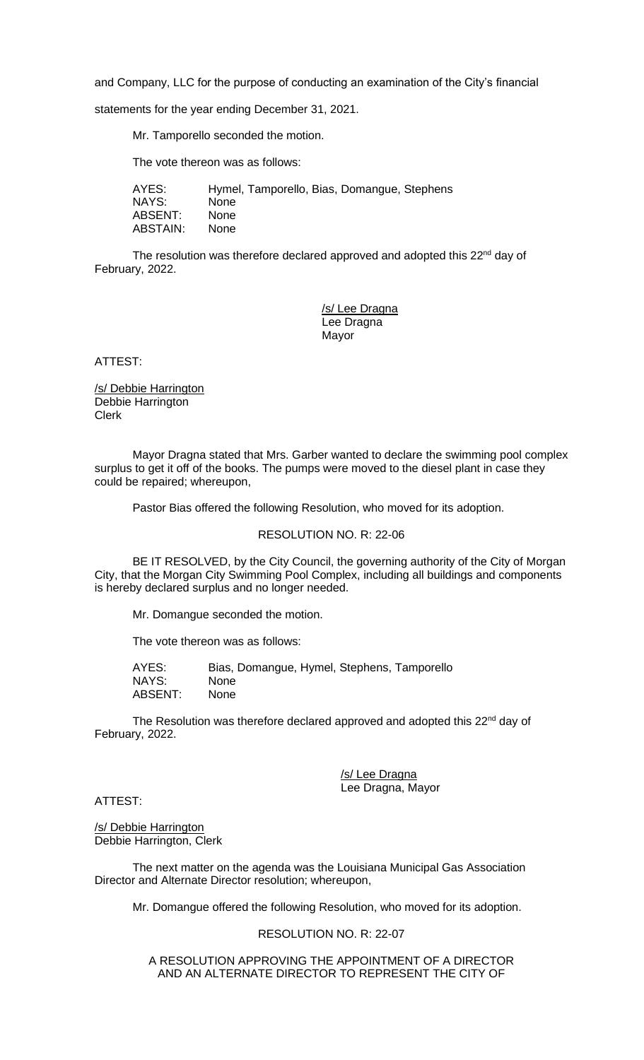and Company, LLC for the purpose of conducting an examination of the City's financial statements for the year ending December 31, 2021.

Mr. Tamporello seconded the motion.

The vote thereon was as follows:

AYES: Hymel, Tamporello, Bias, Domangue, Stephens
NAYS: None
ABSENT: None
ABSTAIN: None

The resolution was therefore declared approved and adopted this 22nd day of February, 2022.

/s/ Lee Dragna
Lee Dragna
Mayor

ATTEST:

/s/ Debbie Harrington
Debbie Harrington
Clerk

Mayor Dragna stated that Mrs. Garber wanted to declare the swimming pool complex surplus to get it off of the books. The pumps were moved to the diesel plant in case they could be repaired; whereupon,

Pastor Bias offered the following Resolution, who moved for its adoption.

RESOLUTION NO. R: 22-06

BE IT RESOLVED, by the City Council, the governing authority of the City of Morgan City, that the Morgan City Swimming Pool Complex, including all buildings and components is hereby declared surplus and no longer needed.

Mr. Domangue seconded the motion.

The vote thereon was as follows:

AYES: Bias, Domangue, Hymel, Stephens, Tamporello
NAYS: None
ABSENT: None

The Resolution was therefore declared approved and adopted this 22nd day of February, 2022.

/s/ Lee Dragna
Lee Dragna, Mayor

ATTEST:

/s/ Debbie Harrington
Debbie Harrington, Clerk

The next matter on the agenda was the Louisiana Municipal Gas Association Director and Alternate Director resolution; whereupon,

Mr. Domangue offered the following Resolution, who moved for its adoption.

RESOLUTION NO. R: 22-07

A RESOLUTION APPROVING THE APPOINTMENT OF A DIRECTOR AND AN ALTERNATE DIRECTOR TO REPRESENT THE CITY OF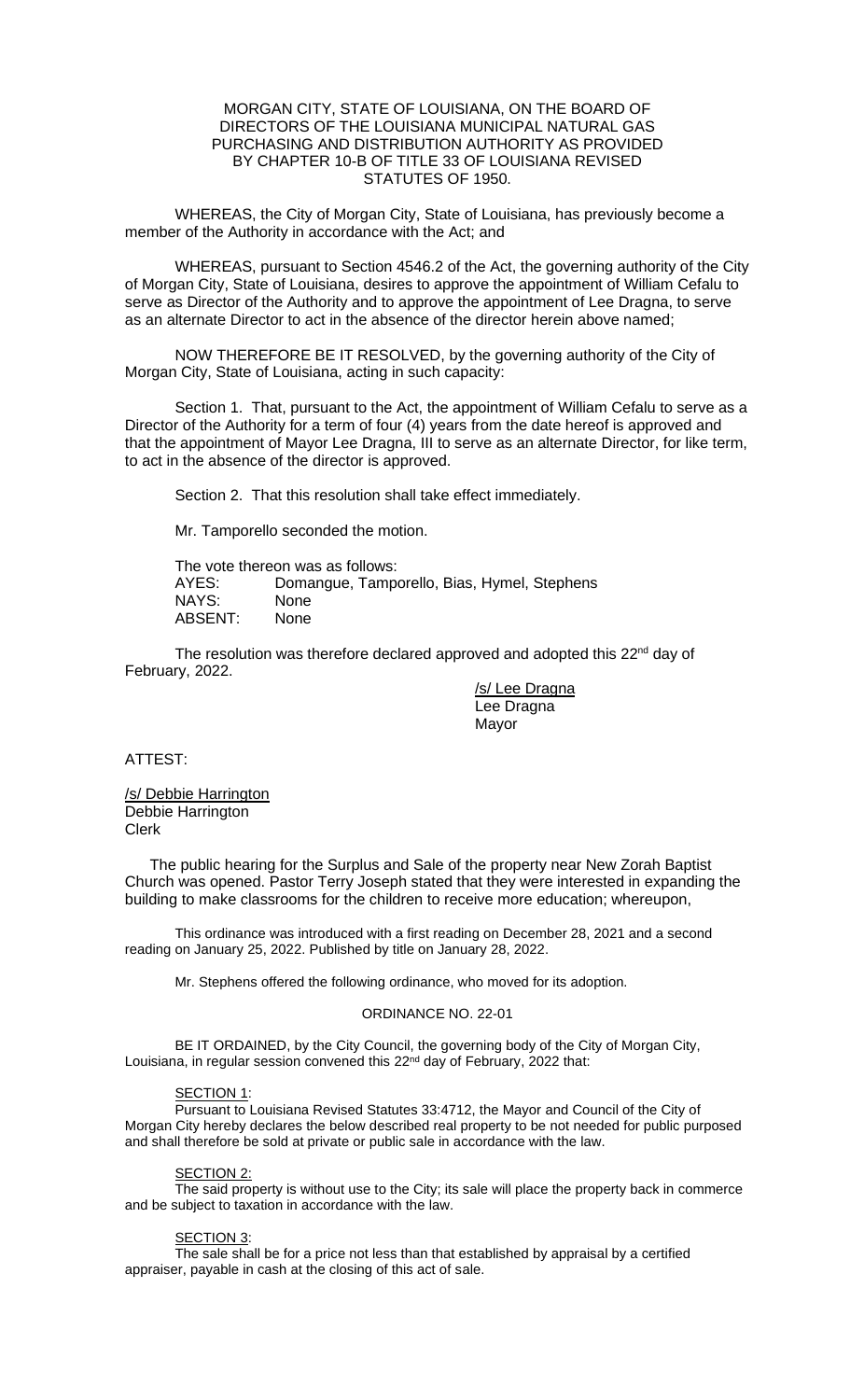MORGAN CITY, STATE OF LOUISIANA, ON THE BOARD OF DIRECTORS OF THE LOUISIANA MUNICIPAL NATURAL GAS PURCHASING AND DISTRIBUTION AUTHORITY AS PROVIDED BY CHAPTER 10-B OF TITLE 33 OF LOUISIANA REVISED STATUTES OF 1950.

WHEREAS, the City of Morgan City, State of Louisiana, has previously become a member of the Authority in accordance with the Act; and

WHEREAS, pursuant to Section 4546.2 of the Act, the governing authority of the City of Morgan City, State of Louisiana, desires to approve the appointment of William Cefalu to serve as Director of the Authority and to approve the appointment of Lee Dragna, to serve as an alternate Director to act in the absence of the director herein above named;

NOW THEREFORE BE IT RESOLVED, by the governing authority of the City of Morgan City, State of Louisiana, acting in such capacity:

Section 1. That, pursuant to the Act, the appointment of William Cefalu to serve as a Director of the Authority for a term of four (4) years from the date hereof is approved and that the appointment of Mayor Lee Dragna, III to serve as an alternate Director, for like term, to act in the absence of the director is approved.

Section 2. That this resolution shall take effect immediately.

Mr. Tamporello seconded the motion.

The vote thereon was as follows:
AYES: Domangue, Tamporello, Bias, Hymel, Stephens
NAYS: None
ABSENT: None

The resolution was therefore declared approved and adopted this 22nd day of February, 2022.

/s/ Lee Dragna
Lee Dragna
Mayor

ATTEST:

/s/ Debbie Harrington
Debbie Harrington
Clerk

The public hearing for the Surplus and Sale of the property near New Zorah Baptist Church was opened. Pastor Terry Joseph stated that they were interested in expanding the building to make classrooms for the children to receive more education; whereupon,

This ordinance was introduced with a first reading on December 28, 2021 and a second reading on January 25, 2022. Published by title on January 28, 2022.

Mr. Stephens offered the following ordinance, who moved for its adoption.

ORDINANCE NO. 22-01

BE IT ORDAINED, by the City Council, the governing body of the City of Morgan City, Louisiana, in regular session convened this 22nd day of February, 2022 that:

SECTION 1:

Pursuant to Louisiana Revised Statutes 33:4712, the Mayor and Council of the City of Morgan City hereby declares the below described real property to be not needed for public purposed and shall therefore be sold at private or public sale in accordance with the law.

SECTION 2:

The said property is without use to the City; its sale will place the property back in commerce and be subject to taxation in accordance with the law.

SECTION 3:

The sale shall be for a price not less than that established by appraisal by a certified appraiser, payable in cash at the closing of this act of sale.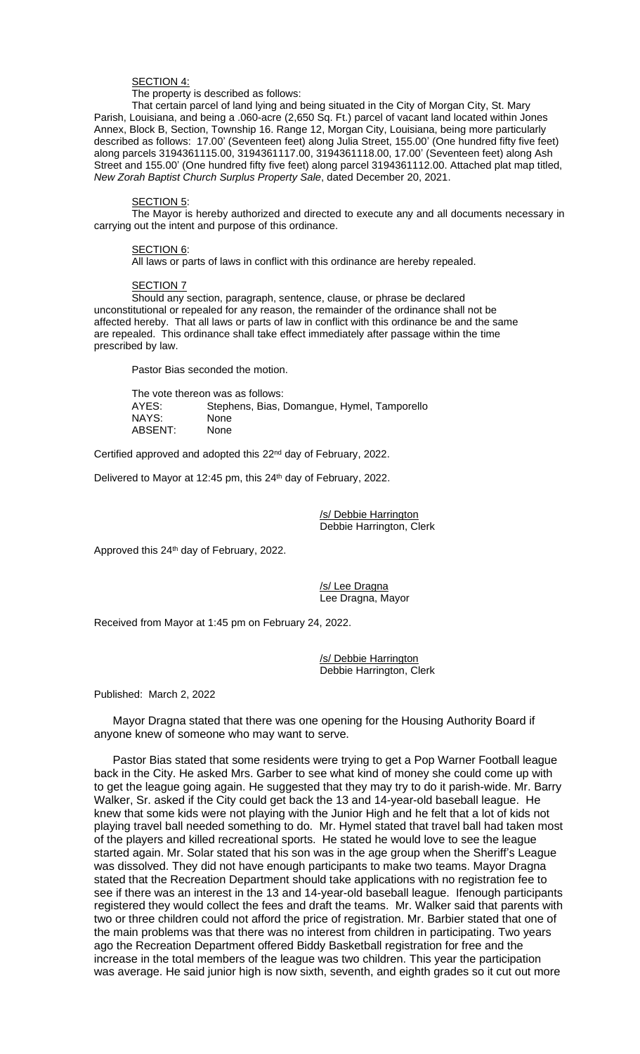<u>SECTION 4</u>:

The property is described as follows:

That certain parcel of land lying and being situated in the City of Morgan City, St. Mary Parish, Louisiana, and being a .060-acre (2,650 Sq. Ft.) parcel of vacant land located within Jones Annex, Block B, Section, Township 16. Range 12, Morgan City, Louisiana, being more particularly described as follows: 17.00' (Seventeen feet) along Julia Street, 155.00' (One hundred fifty five feet) along parcels 3194361115.00, 3194361117.00, 3194361118.00, 17.00' (Seventeen feet) along Ash Street and 155.00' (One hundred fifty five feet) along parcel 3194361112.00. Attached plat map titled, *New Zorah Baptist Church Surplus Property Sale*, dated December 20, 2021.

<u>SECTION 5</u>:

The Mayor is hereby authorized and directed to execute any and all documents necessary in carrying out the intent and purpose of this ordinance.

<u>SECTION 6</u>:

All laws or parts of laws in conflict with this ordinance are hereby repealed.

<u>SECTION 7</u>

Should any section, paragraph, sentence, clause, or phrase be declared unconstitutional or repealed for any reason, the remainder of the ordinance shall not be affected hereby. That all laws or parts of law in conflict with this ordinance be and the same are repealed. This ordinance shall take effect immediately after passage within the time prescribed by law.

Pastor Bias seconded the motion.

The vote thereon was as follows:

AYES: Stephens, Bias, Domangue, Hymel, Tamporello
NAYS: None
ABSENT: None

Certified approved and adopted this 22nd day of February, 2022.

Delivered to Mayor at 12:45 pm, this 24th day of February, 2022.

/s/ <u>Debbie Harrington</u>
Debbie Harrington, Clerk

Approved this 24th day of February, 2022.

/s/ <u>Lee Dragna</u>
Lee Dragna, Mayor

Received from Mayor at 1:45 pm on February 24, 2022.

/s/ <u>Debbie Harrington</u>
Debbie Harrington, Clerk

Published: March 2, 2022

Mayor Dragna stated that there was one opening for the Housing Authority Board if anyone knew of someone who may want to serve.

Pastor Bias stated that some residents were trying to get a Pop Warner Football league back in the City. He asked Mrs. Garber to see what kind of money she could come up with to get the league going again. He suggested that they may try to do it parish-wide. Mr. Barry Walker, Sr. asked if the City could get back the 13 and 14-year-old baseball league. He knew that some kids were not playing with the Junior High and he felt that a lot of kids not playing travel ball needed something to do. Mr. Hymel stated that travel ball had taken most of the players and killed recreational sports. He stated he would love to see the league started again. Mr. Solar stated that his son was in the age group when the Sheriff's League was dissolved. They did not have enough participants to make two teams. Mayor Dragna stated that the Recreation Department should take applications with no registration fee to see if there was an interest in the 13 and 14-year-old baseball league. Ifenough participants registered they would collect the fees and draft the teams. Mr. Walker said that parents with two or three children could not afford the price of registration. Mr. Barbier stated that one of the main problems was that there was no interest from children in participating. Two years ago the Recreation Department offered Biddy Basketball registration for free and the increase in the total members of the league was two children. This year the participation was average. He said junior high is now sixth, seventh, and eighth grades so it cut out more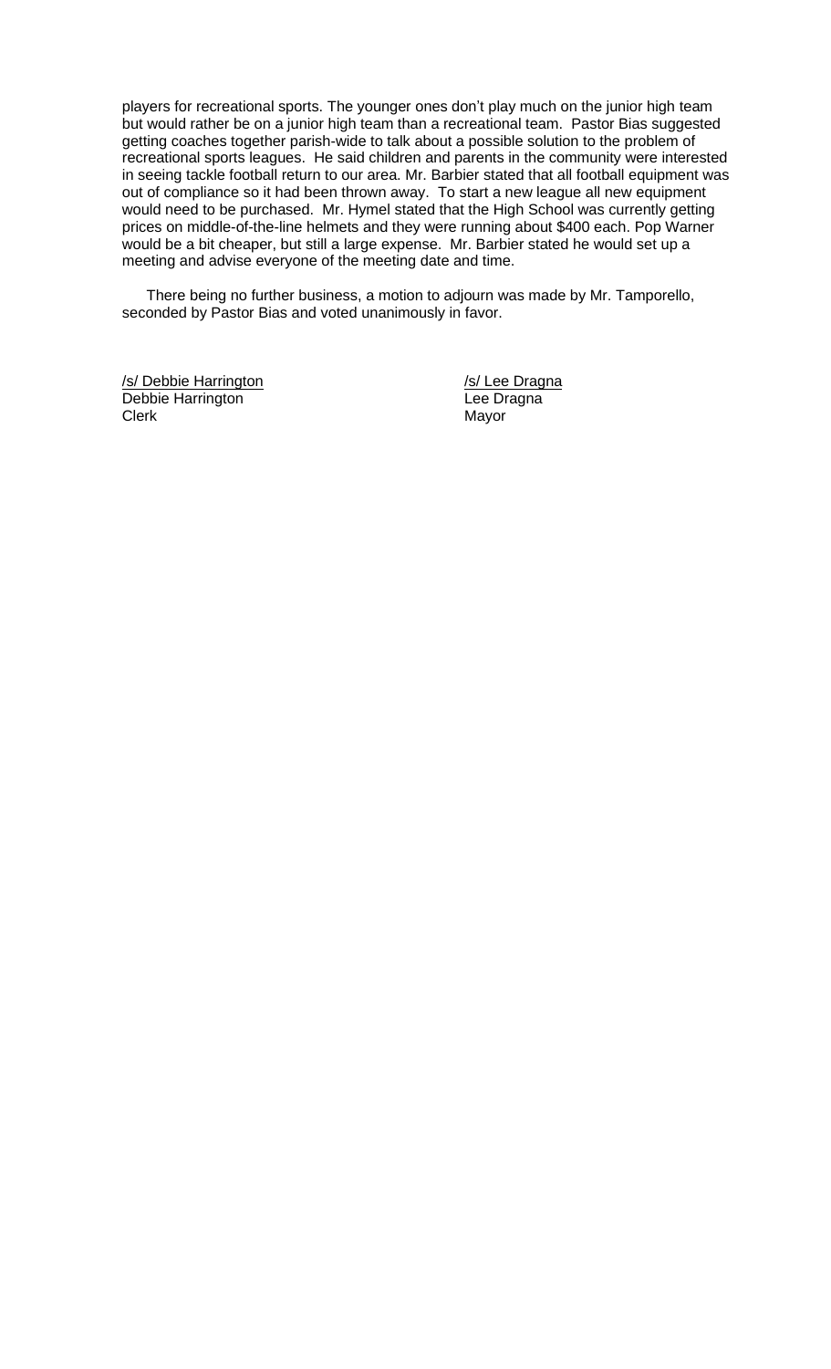players for recreational sports. The younger ones don't play much on the junior high team but would rather be on a junior high team than a recreational team. Pastor Bias suggested getting coaches together parish-wide to talk about a possible solution to the problem of recreational sports leagues. He said children and parents in the community were interested in seeing tackle football return to our area. Mr. Barbier stated that all football equipment was out of compliance so it had been thrown away. To start a new league all new equipment would need to be purchased. Mr. Hymel stated that the High School was currently getting prices on middle-of-the-line helmets and they were running about $400 each. Pop Warner would be a bit cheaper, but still a large expense. Mr. Barbier stated he would set up a meeting and advise everyone of the meeting date and time.

There being no further business, a motion to adjourn was made by Mr. Tamporello, seconded by Pastor Bias and voted unanimously in favor.

| | |
|---|---|
| /s/ Debbie Harrington | /s/ Lee Dragna |
| Debbie Harrington | Lee Dragna |
| Clerk | Mayor |